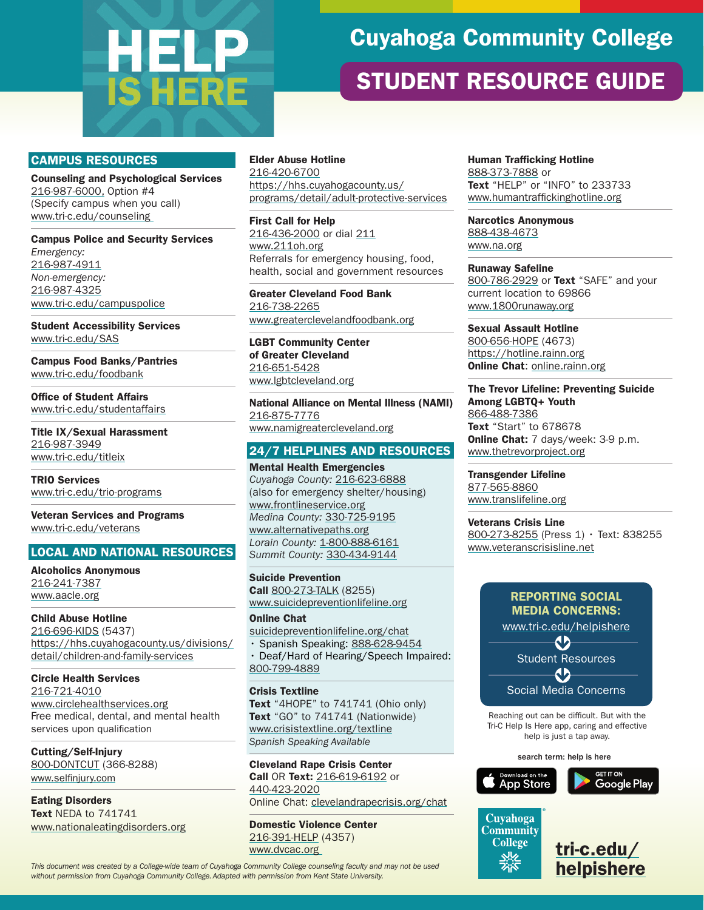# HELP IS HERE

## Cuyahoga Community College

## STUDENT RESOURCE GUIDE

### CAMPUS RESOURCES

**Counseling and Psychological Services**
216-987-6000, Option #4
(Specify campus when you call)
www.tri-c.edu/counseling

**Campus Police and Security Services**
*Emergency:*
216-987-4911
*Non-emergency:*
216-987-4325
www.tri-c.edu/campuspolice

**Student Accessibility Services**
www.tri-c.edu/SAS

**Campus Food Banks/Pantries**
www.tri-c.edu/foodbank

**Office of Student Affairs**
www.tri-c.edu/studentaffairs

**Title IX/Sexual Harassment**
216-987-3949
www.tri-c.edu/titleix

**TRIO Services**
www.tri-c.edu/trio-programs

**Veteran Services and Programs**
www.tri-c.edu/veterans

### LOCAL AND NATIONAL RESOURCES

**Alcoholics Anonymous**
216-241-7387
www.aacle.org

**Child Abuse Hotline**
216-696-KIDS (5437)
https://hhs.cuyahogacounty.us/divisions/detail/children-and-family-services

**Circle Health Services**
216-721-4010
www.circlehealthservices.org
Free medical, dental, and mental health services upon qualification

**Cutting/Self-Injury**
800-DONTCUT (366-8288)
www.selfinjury.com

**Eating Disorders**
**Text** NEDA to 741741
www.nationaleatingdisorders.org

**Elder Abuse Hotline**
216-420-6700
https://hhs.cuyahogacounty.us/programs/detail/adult-protective-services

**First Call for Help**
216-436-2000 or dial 211
www.211oh.org
Referrals for emergency housing, food, health, social and government resources

**Greater Cleveland Food Bank**
216-738-2265
www.greaterclevelandfoodbank.org

**LGBT Community Center of Greater Cleveland**
216-651-5428
www.lgbtcleveland.org

**National Alliance on Mental Illness (NAMI)**
216-875-7776
www.namigreatercleveland.org

### 24/7 HELPLINES AND RESOURCES

**Mental Health Emergencies**
*Cuyahoga County:* 216-623-6888
(also for emergency shelter/housing)
www.frontlineservice.org
*Medina County:* 330-725-9195
www.alternativepaths.org
*Lorain County:* 1-800-888-6161
*Summit County:* 330-434-9144

**Suicide Prevention**
**Call** 800-273-TALK (8255)
www.suicidepreventionlifeline.org

**Online Chat**
suicidepreventionlifeline.org/chat
- Spanish Speaking: 888-628-9454
- Deaf/Hard of Hearing/Speech Impaired: 800-799-4889

**Crisis Textline**
**Text** "4HOPE" to 741741 (Ohio only)
**Text** "GO" to 741741 (Nationwide)
www.crisistextline.org/textline
*Spanish Speaking Available*

**Cleveland Rape Crisis Center**
**Call** OR **Text:** 216-619-6192 or 440-423-2020
Online Chat: clevelandrapecrisis.org/chat

**Domestic Violence Center**
216-391-HELP (4357)
www.dvcac.org

**Human Trafficking Hotline**
888-373-7888 or
**Text** "HELP" or "INFO" to 233733
www.humantraffickinghotline.org

**Narcotics Anonymous**
888-438-4673
www.na.org

**Runaway Safeline**
800-786-2929 or **Text** "SAFE" and your current location to 69866
www.1800runaway.org

**Sexual Assault Hotline**
800-656-HOPE (4673)
https://hotline.rainn.org
**Online Chat**: online.rainn.org

**The Trevor Lifeline: Preventing Suicide Among LGBTQ+ Youth**
866-488-7386
**Text** "Start" to 678678
**Online Chat:** 7 days/week: 3-9 p.m.
www.thetrevorproject.org

**Transgender Lifeline**
877-565-8860
www.translifeline.org

**Veterans Crisis Line**
800-273-8255 (Press 1) · Text: 838255
www.veteranscrisisline.net

**REPORTING SOCIAL MEDIA CONCERNS:**
www.tri-c.edu/helpishere
Student Resources
Social Media Concerns

Reaching out can be difficult. But with the Tri-C Help Is Here app, caring and effective help is just a tap away.

search term: help is here

Download on the App Store · GET IT ON Google Play

Cuyahoga Community College

**tri-c.edu/helpishere**

*This document was created by a College-wide team of Cuyahoga Community College counseling faculty and may not be used without permission from Cuyahoga Community College. Adapted with permission from Kent State University.*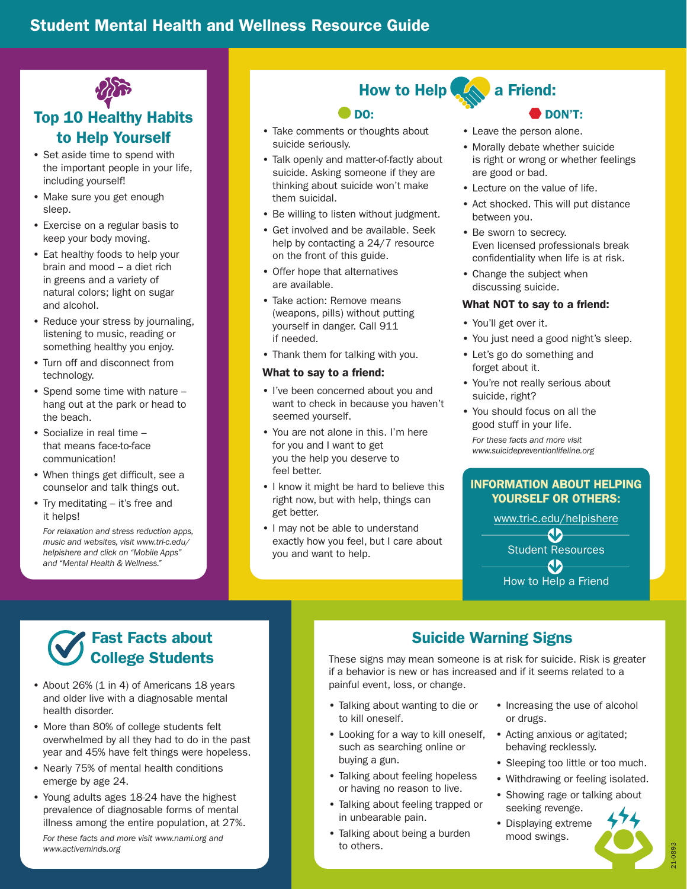# Student Mental Health and Wellness Resource Guide

## Top 10 Healthy Habits to Help Yourself

- Set aside time to spend with the important people in your life, including yourself!
- Make sure you get enough sleep.
- Exercise on a regular basis to keep your body moving.
- Eat healthy foods to help your brain and mood – a diet rich in greens and a variety of natural colors; light on sugar and alcohol.
- Reduce your stress by journaling, listening to music, reading or something healthy you enjoy.
- Turn off and disconnect from technology.
- Spend some time with nature – hang out at the park or head to the beach.
- Socialize in real time – that means face-to-face communication!
- When things get difficult, see a counselor and talk things out.
- Try meditating – it's free and it helps!

*For relaxation and stress reduction apps, music and websites, visit www.tri-c.edu/helpishere and click on "Mobile Apps" and "Mental Health & Wellness."*

## How to Help a Friend:

### DO:

- Take comments or thoughts about suicide seriously.
- Talk openly and matter-of-factly about suicide. Asking someone if they are thinking about suicide won't make them suicidal.
- Be willing to listen without judgment.
- Get involved and be available. Seek help by contacting a 24/7 resource on the front of this guide.
- Offer hope that alternatives are available.
- Take action: Remove means (weapons, pills) without putting yourself in danger. Call 911 if needed.
- Thank them for talking with you.

**What to say to a friend:**

- I've been concerned about you and want to check in because you haven't seemed yourself.
- You are not alone in this. I'm here for you and I want to get you the help you deserve to feel better.
- I know it might be hard to believe this right now, but with help, things can get better.
- I may not be able to understand exactly how you feel, but I care about you and want to help.

### DON'T:

- Leave the person alone.
- Morally debate whether suicide is right or wrong or whether feelings are good or bad.
- Lecture on the value of life.
- Act shocked. This will put distance between you.
- Be sworn to secrecy. Even licensed professionals break confidentiality when life is at risk.
- Change the subject when discussing suicide.

**What NOT to say to a friend:**

- You'll get over it.
- You just need a good night's sleep.
- Let's go do something and forget about it.
- You're not really serious about suicide, right?
- You should focus on all the good stuff in your life.

*For these facts and more visit www.suicidepreventionlifeline.org*

**INFORMATION ABOUT HELPING YOURSELF OR OTHERS:**

www.tri-c.edu/helpishere

Student Resources

How to Help a Friend

## Fast Facts about College Students

- About 26% (1 in 4) of Americans 18 years and older live with a diagnosable mental health disorder.
- More than 80% of college students felt overwhelmed by all they had to do in the past year and 45% have felt things were hopeless.
- Nearly 75% of mental health conditions emerge by age 24.
- Young adults ages 18-24 have the highest prevalence of diagnosable forms of mental illness among the entire population, at 27%.

*For these facts and more visit www.nami.org and www.activeminds.org*

## Suicide Warning Signs

These signs may mean someone is at risk for suicide. Risk is greater if a behavior is new or has increased and if it seems related to a painful event, loss, or change.

- Talking about wanting to die or to kill oneself.
- Looking for a way to kill oneself, such as searching online or buying a gun.
- Talking about feeling hopeless or having no reason to live.
- Talking about feeling trapped or in unbearable pain.
- Talking about being a burden to others.
- Increasing the use of alcohol or drugs.
- Acting anxious or agitated; behaving recklessly.
- Sleeping too little or too much.
- Withdrawing or feeling isolated.
- Showing rage or talking about seeking revenge.
- Displaying extreme mood swings.

21-0893